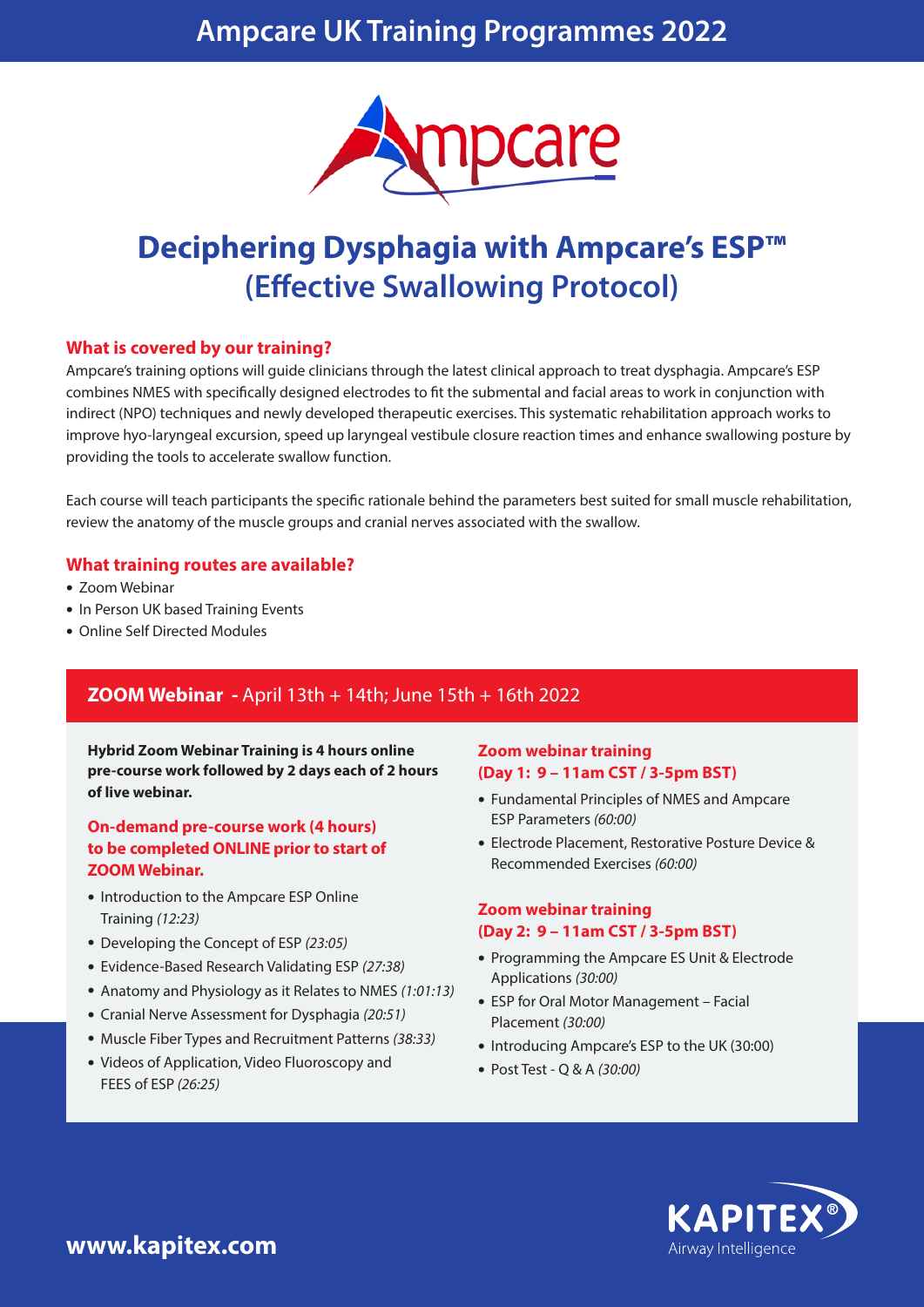# Ampcare UK Training Programmes 2022

# Deciphering Dysphagia with Ampcare's ESP™ (Effective Swallowing Protocol)

### What is covered by our training?

Ampcare's training options will guide clinicians through the latest clinical approach to treat dysphagia. Ampcare's ESP combines NMES with specifically designed electrodes to fit the submental and facial areas to work in conjunction with indirect (NPO) techniques and newly developed therapeutic exercises. This systematic rehabilitation approach works to improve hyo-laryngeal excursion, speed up laryngeal vestibule closure reaction times and enhance swallowing posture by providing the tools to accelerate swallow function.

Each course will teach participants the specific rationale behind the parameters best suited for small muscle rehabilitation, review the anatomy of the muscle groups and cranial nerves associated with the swallow.

### What training routes are available?

- Zoom Webinar
- In Person UK based Training Events
- Online Self Directed Modules

## ZOOM Webinar - April 13th + 14th; June 15th + 16th 2022

**Hybrid Zoom Webinar Training is 4 hours online pre-course work followed by 2 days each of 2 hours of live webinar.**

### On-demand pre-course work (4 hours) to be completed ONLINE prior to start of ZOOM Webinar.

- Introduction to the Ampcare ESP Online Training *(12:23)*
- Developing the Concept of ESP *(23:05)*
- Evidence-Based Research Validating ESP *(27:38)*
- Anatomy and Physiology as it Relates to NMES *(1:01:13)*
- Cranial Nerve Assessment for Dysphagia *(20:51)*
- Muscle Fiber Types and Recruitment Patterns *(38:33)*
- Videos of Application, Video Fluoroscopy and FEES of ESP *(26:25)*

### Zoom webinar training (Day 1: 9 – 11am CST / 3-5pm BST)

- Fundamental Principles of NMES and Ampcare ESP Parameters *(60:00)*
- Electrode Placement, Restorative Posture Device & Recommended Exercises *(60:00)*

### Zoom webinar training (Day 2: 9 – 11am CST / 3-5pm BST)

- Programming the Ampcare ES Unit & Electrode Applications *(30:00)*
- ESP for Oral Motor Management – Facial Placement *(30:00)*
- Introducing Ampcare's ESP to the UK (30:00)
- Post Test - Q & A *(30:00)*

**www.kapitex.com**

KAPITEX® Airway Intelligence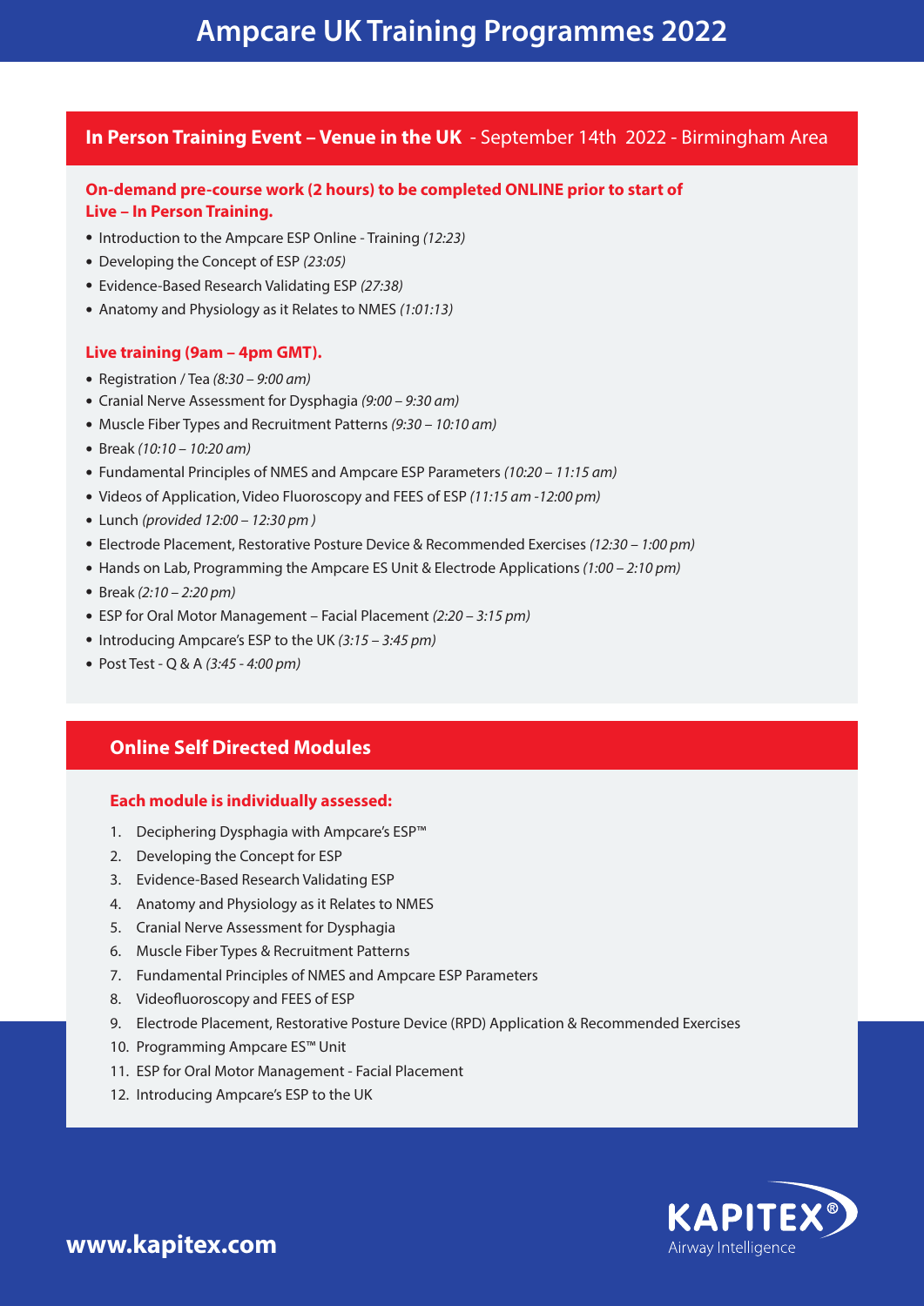# Ampcare UK Training Programmes 2022

## In Person Training Event – Venue in the UK - September 14th 2022 - Birmingham Area

**On-demand pre-course work (2 hours) to be completed ONLINE prior to start of Live – In Person Training.**

- Introduction to the Ampcare ESP Online - Training *(12:23)*
- Developing the Concept of ESP *(23:05)*
- Evidence-Based Research Validating ESP *(27:38)*
- Anatomy and Physiology as it Relates to NMES *(1:01:13)*

**Live training (9am – 4pm GMT).**

- Registration / Tea *(8:30 – 9:00 am)*
- Cranial Nerve Assessment for Dysphagia *(9:00 – 9:30 am)*
- Muscle Fiber Types and Recruitment Patterns *(9:30 – 10:10 am)*
- Break *(10:10 – 10:20 am)*
- Fundamental Principles of NMES and Ampcare ESP Parameters *(10:20 – 11:15 am)*
- Videos of Application, Video Fluoroscopy and FEES of ESP *(11:15 am -12:00 pm)*
- Lunch *(provided 12:00 – 12:30 pm )*
- Electrode Placement, Restorative Posture Device & Recommended Exercises *(12:30 – 1:00 pm)*
- Hands on Lab, Programming the Ampcare ES Unit & Electrode Applications *(1:00 – 2:10 pm)*
- Break *(2:10 – 2:20 pm)*
- ESP for Oral Motor Management – Facial Placement *(2:20 – 3:15 pm)*
- Introducing Ampcare's ESP to the UK *(3:15 – 3:45 pm)*
- Post Test - Q & A *(3:45 - 4:00 pm)*

## Online Self Directed Modules

**Each module is individually assessed:**

1. Deciphering Dysphagia with Ampcare's ESP™
2. Developing the Concept for ESP
3. Evidence-Based Research Validating ESP
4. Anatomy and Physiology as it Relates to NMES
5. Cranial Nerve Assessment for Dysphagia
6. Muscle Fiber Types & Recruitment Patterns
7. Fundamental Principles of NMES and Ampcare ESP Parameters
8. Videofluoroscopy and FEES of ESP
9. Electrode Placement, Restorative Posture Device (RPD) Application & Recommended Exercises
10. Programming Ampcare ES™ Unit
11. ESP for Oral Motor Management - Facial Placement
12. Introducing Ampcare's ESP to the UK

**www.kapitex.com**

KAPITEX® Airway Intelligence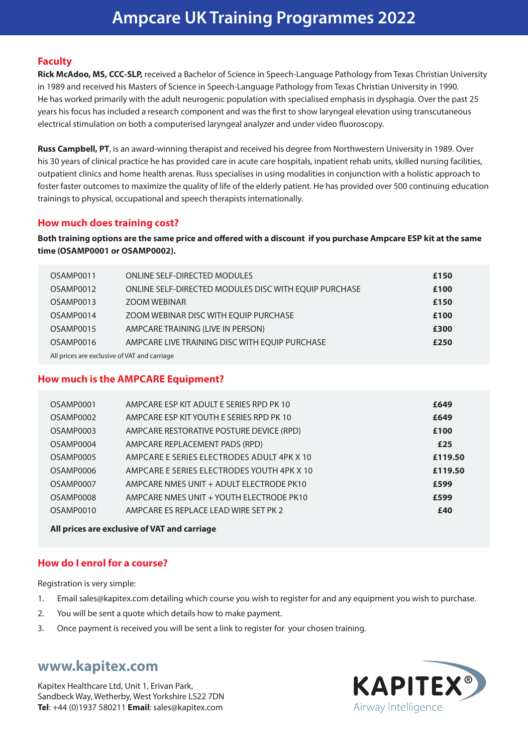# Ampcare UK Training Programmes 2022

## Faculty

**Rick McAdoo, MS, CCC-SLP,** received a Bachelor of Science in Speech-Language Pathology from Texas Christian University in 1989 and received his Masters of Science in Speech-Language Pathology from Texas Christian University in 1990. He has worked primarily with the adult neurogenic population with specialised emphasis in dysphagia. Over the past 25 years his focus has included a research component and was the first to show laryngeal elevation using transcutaneous electrical stimulation on both a computerised laryngeal analyzer and under video fluoroscopy.

**Russ Campbell, PT**, is an award-winning therapist and received his degree from Northwestern University in 1989. Over his 30 years of clinical practice he has provided care in acute care hospitals, inpatient rehab units, skilled nursing facilities, outpatient clinics and home health arenas. Russ specialises in using modalities in conjunction with a holistic approach to foster faster outcomes to maximize the quality of life of the elderly patient. He has provided over 500 continuing education trainings to physical, occupational and speech therapists internationally.

## How much does training cost?

**Both training options are the same price and offered with a discount if you purchase Ampcare ESP kit at the same time (OSAMP0001 or OSAMP0002).**

| | | |
|---|---|---|
| OSAMP0011 | ONLINE SELF-DIRECTED MODULES | **£150** |
| OSAMP0012 | ONLINE SELF-DIRECTED MODULES DISC WITH EQUIP PURCHASE | **£100** |
| OSAMP0013 | ZOOM WEBINAR | **£150** |
| OSAMP0014 | ZOOM WEBINAR DISC WITH EQUIP PURCHASE | **£100** |
| OSAMP0015 | AMPCARE TRAINING (LIVE IN PERSON) | **£300** |
| OSAMP0016 | AMPCARE LIVE TRAINING DISC WITH EQUIP PURCHASE | **£250** |

All prices are exclusive of VAT and carriage

## How much is the AMPCARE Equipment?

| | | |
|---|---|---|
| OSAMP0001 | AMPCARE ESP KIT ADULT E SERIES RPD PK 10 | **£649** |
| OSAMP0002 | AMPCARE ESP KIT YOUTH E SERIES RPD PK 10 | **£649** |
| OSAMP0003 | AMPCARE RESTORATIVE POSTURE DEVICE (RPD) | **£100** |
| OSAMP0004 | AMPCARE REPLACEMENT PADS (RPD) | **£25** |
| OSAMP0005 | AMPCARE E SERIES ELECTRODES ADULT 4PK X 10 | **£119.50** |
| OSAMP0006 | AMPCARE E SERIES ELECTRODES YOUTH 4PK X 10 | **£119.50** |
| OSAMP0007 | AMPCARE NMES UNIT + ADULT ELECTRODE PK10 | **£599** |
| OSAMP0008 | AMPCARE NMES UNIT + YOUTH ELECTRODE PK10 | **£599** |
| OSAMP0010 | AMPCARE ES REPLACE LEAD WIRE SET PK 2 | **£40** |

**All prices are exclusive of VAT and carriage**

## How do I enrol for a course?

Registration is very simple:

1. Email sales@kapitex.com detailing which course you wish to register for and any equipment you wish to purchase.
2. You will be sent a quote which details how to make payment.
3. Once payment is received you will be sent a link to register for your chosen training.

## www.kapitex.com

Kapitex Healthcare Ltd, Unit 1, Erivan Park,
Sandbeck Way, Wetherby, West Yorkshire LS22 7DN
**Tel**: +44 (0)1937 580211 **Email**: sales@kapitex.com

KAPITEX®
Airway Intelligence